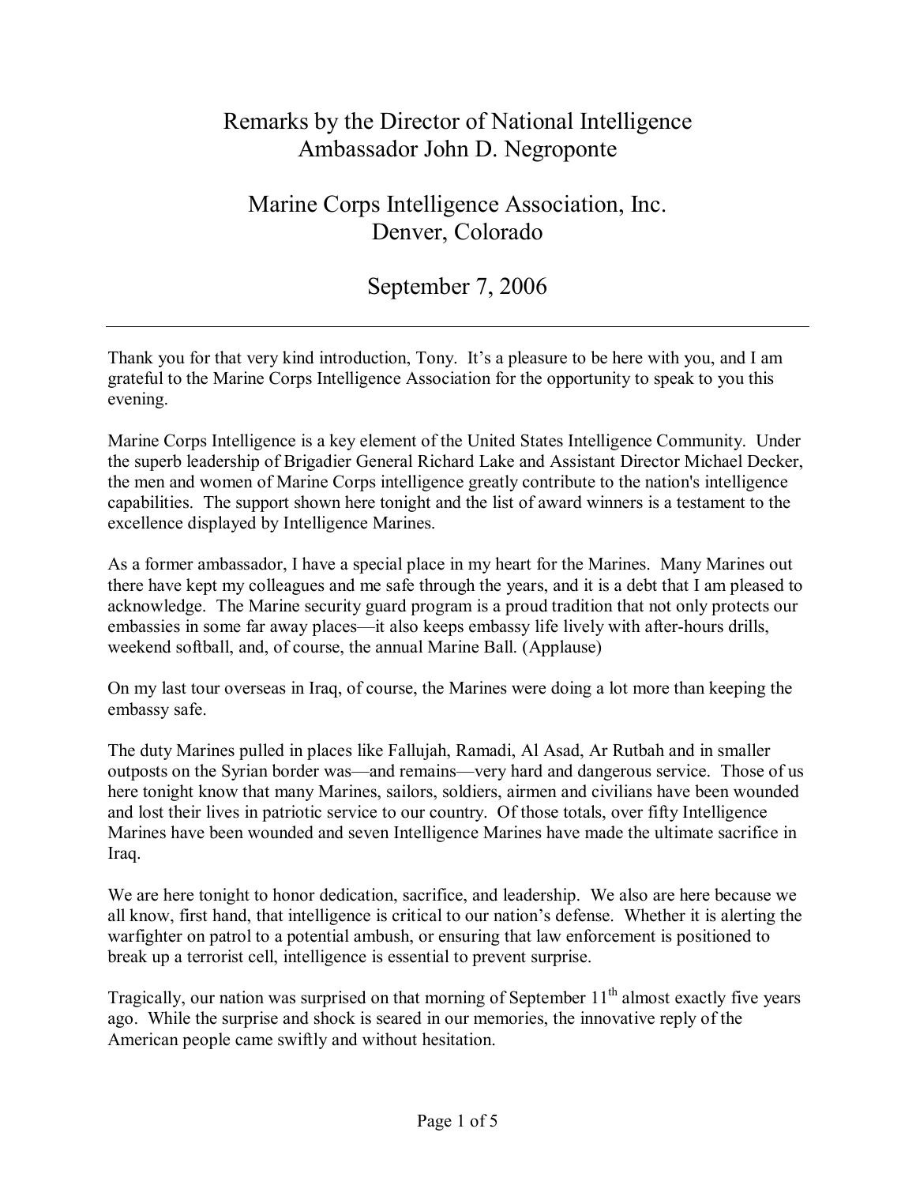# Remarks by the Director of National Intelligence
# Ambassador John D. Negroponte

## Marine Corps Intelligence Association, Inc.
## Denver, Colorado

## September 7, 2006

---

Thank you for that very kind introduction, Tony. It's a pleasure to be here with you, and I am grateful to the Marine Corps Intelligence Association for the opportunity to speak to you this evening.

Marine Corps Intelligence is a key element of the United States Intelligence Community. Under the superb leadership of Brigadier General Richard Lake and Assistant Director Michael Decker, the men and women of Marine Corps intelligence greatly contribute to the nation's intelligence capabilities. The support shown here tonight and the list of award winners is a testament to the excellence displayed by Intelligence Marines.

As a former ambassador, I have a special place in my heart for the Marines. Many Marines out there have kept my colleagues and me safe through the years, and it is a debt that I am pleased to acknowledge. The Marine security guard program is a proud tradition that not only protects our embassies in some far away places—it also keeps embassy life lively with after-hours drills, weekend softball, and, of course, the annual Marine Ball. (Applause)

On my last tour overseas in Iraq, of course, the Marines were doing a lot more than keeping the embassy safe.

The duty Marines pulled in places like Fallujah, Ramadi, Al Asad, Ar Rutbah and in smaller outposts on the Syrian border was—and remains—very hard and dangerous service. Those of us here tonight know that many Marines, sailors, soldiers, airmen and civilians have been wounded and lost their lives in patriotic service to our country. Of those totals, over fifty Intelligence Marines have been wounded and seven Intelligence Marines have made the ultimate sacrifice in Iraq.

We are here tonight to honor dedication, sacrifice, and leadership. We also are here because we all know, first hand, that intelligence is critical to our nation's defense. Whether it is alerting the warfighter on patrol to a potential ambush, or ensuring that law enforcement is positioned to break up a terrorist cell, intelligence is essential to prevent surprise.

Tragically, our nation was surprised on that morning of September 11th almost exactly five years ago. While the surprise and shock is seared in our memories, the innovative reply of the American people came swiftly and without hesitation.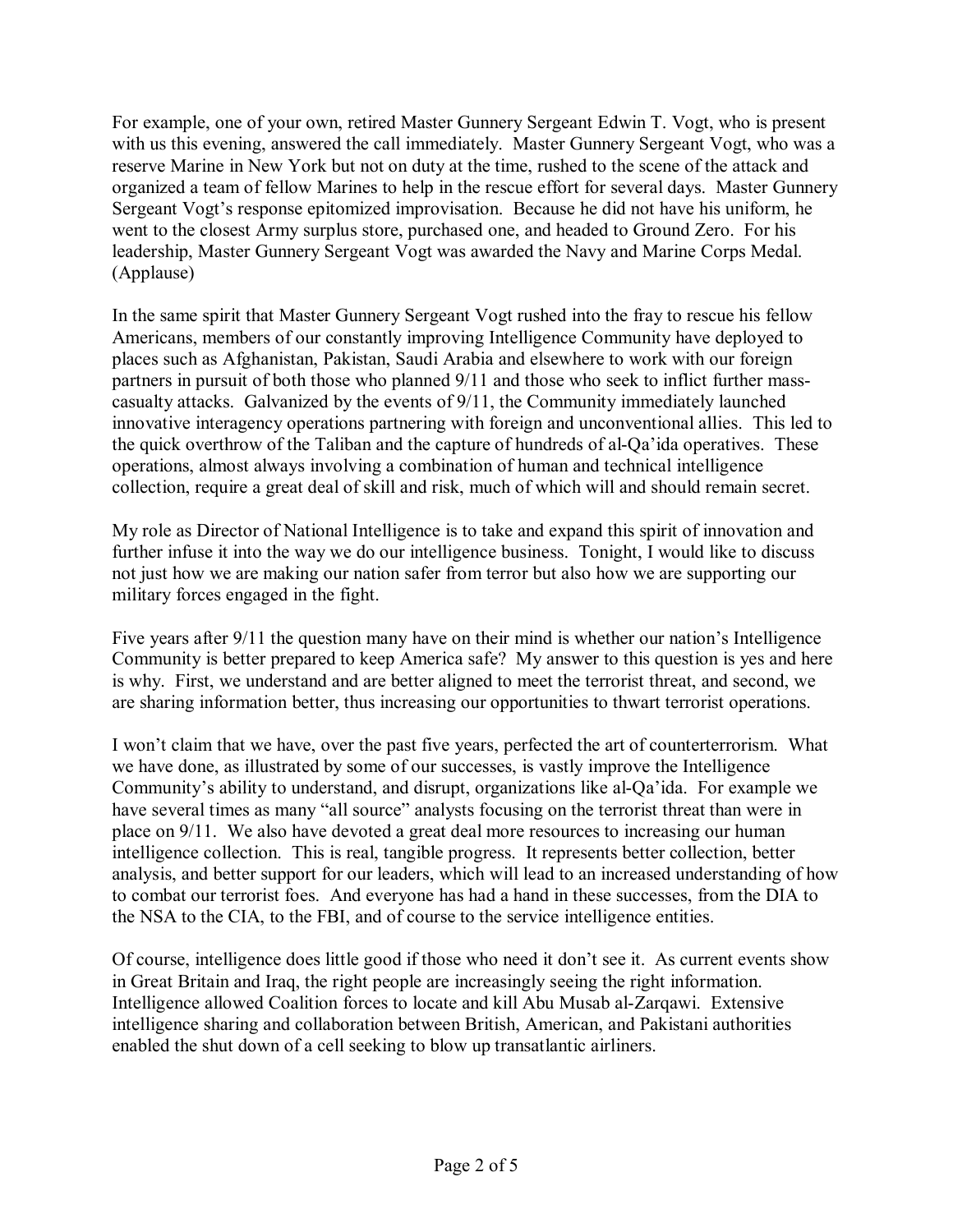For example, one of your own, retired Master Gunnery Sergeant Edwin T. Vogt, who is present with us this evening, answered the call immediately. Master Gunnery Sergeant Vogt, who was a reserve Marine in New York but not on duty at the time, rushed to the scene of the attack and organized a team of fellow Marines to help in the rescue effort for several days. Master Gunnery Sergeant Vogt's response epitomized improvisation. Because he did not have his uniform, he went to the closest Army surplus store, purchased one, and headed to Ground Zero. For his leadership, Master Gunnery Sergeant Vogt was awarded the Navy and Marine Corps Medal. (Applause)

In the same spirit that Master Gunnery Sergeant Vogt rushed into the fray to rescue his fellow Americans, members of our constantly improving Intelligence Community have deployed to places such as Afghanistan, Pakistan, Saudi Arabia and elsewhere to work with our foreign partners in pursuit of both those who planned 9/11 and those who seek to inflict further mass-casualty attacks. Galvanized by the events of 9/11, the Community immediately launched innovative interagency operations partnering with foreign and unconventional allies. This led to the quick overthrow of the Taliban and the capture of hundreds of al-Qa'ida operatives. These operations, almost always involving a combination of human and technical intelligence collection, require a great deal of skill and risk, much of which will and should remain secret.

My role as Director of National Intelligence is to take and expand this spirit of innovation and further infuse it into the way we do our intelligence business. Tonight, I would like to discuss not just how we are making our nation safer from terror but also how we are supporting our military forces engaged in the fight.

Five years after 9/11 the question many have on their mind is whether our nation's Intelligence Community is better prepared to keep America safe? My answer to this question is yes and here is why. First, we understand and are better aligned to meet the terrorist threat, and second, we are sharing information better, thus increasing our opportunities to thwart terrorist operations.

I won't claim that we have, over the past five years, perfected the art of counterterrorism. What we have done, as illustrated by some of our successes, is vastly improve the Intelligence Community's ability to understand, and disrupt, organizations like al-Qa'ida. For example we have several times as many "all source" analysts focusing on the terrorist threat than were in place on 9/11. We also have devoted a great deal more resources to increasing our human intelligence collection. This is real, tangible progress. It represents better collection, better analysis, and better support for our leaders, which will lead to an increased understanding of how to combat our terrorist foes. And everyone has had a hand in these successes, from the DIA to the NSA to the CIA, to the FBI, and of course to the service intelligence entities.

Of course, intelligence does little good if those who need it don't see it. As current events show in Great Britain and Iraq, the right people are increasingly seeing the right information. Intelligence allowed Coalition forces to locate and kill Abu Musab al-Zarqawi. Extensive intelligence sharing and collaboration between British, American, and Pakistani authorities enabled the shut down of a cell seeking to blow up transatlantic airliners.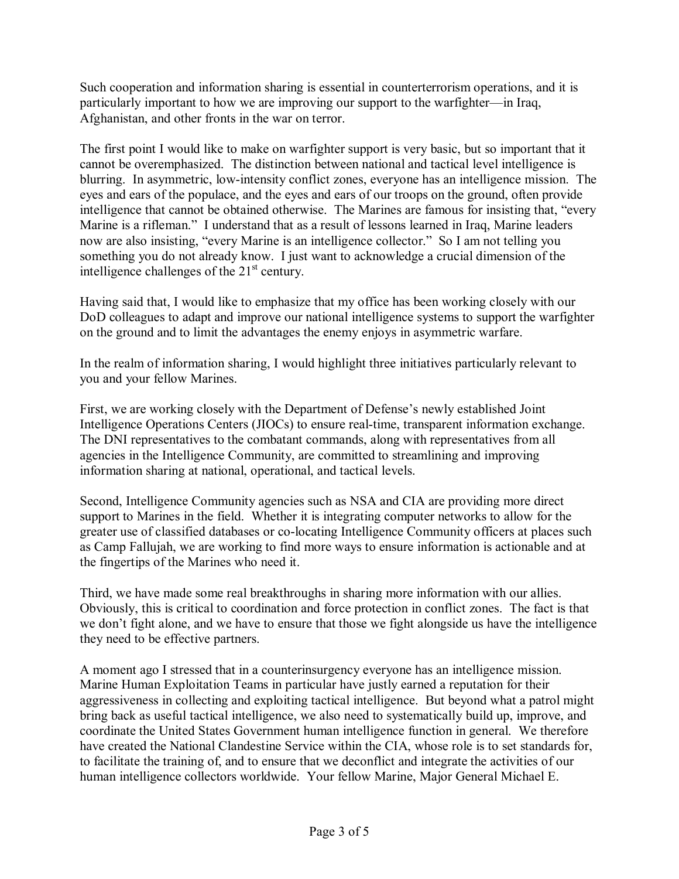Such cooperation and information sharing is essential in counterterrorism operations, and it is particularly important to how we are improving our support to the warfighter—in Iraq, Afghanistan, and other fronts in the war on terror.

The first point I would like to make on warfighter support is very basic, but so important that it cannot be overemphasized. The distinction between national and tactical level intelligence is blurring. In asymmetric, low-intensity conflict zones, everyone has an intelligence mission. The eyes and ears of the populace, and the eyes and ears of our troops on the ground, often provide intelligence that cannot be obtained otherwise. The Marines are famous for insisting that, "every Marine is a rifleman." I understand that as a result of lessons learned in Iraq, Marine leaders now are also insisting, "every Marine is an intelligence collector." So I am not telling you something you do not already know. I just want to acknowledge a crucial dimension of the intelligence challenges of the 21st century.

Having said that, I would like to emphasize that my office has been working closely with our DoD colleagues to adapt and improve our national intelligence systems to support the warfighter on the ground and to limit the advantages the enemy enjoys in asymmetric warfare.

In the realm of information sharing, I would highlight three initiatives particularly relevant to you and your fellow Marines.

First, we are working closely with the Department of Defense's newly established Joint Intelligence Operations Centers (JIOCs) to ensure real-time, transparent information exchange. The DNI representatives to the combatant commands, along with representatives from all agencies in the Intelligence Community, are committed to streamlining and improving information sharing at national, operational, and tactical levels.

Second, Intelligence Community agencies such as NSA and CIA are providing more direct support to Marines in the field. Whether it is integrating computer networks to allow for the greater use of classified databases or co-locating Intelligence Community officers at places such as Camp Fallujah, we are working to find more ways to ensure information is actionable and at the fingertips of the Marines who need it.

Third, we have made some real breakthroughs in sharing more information with our allies. Obviously, this is critical to coordination and force protection in conflict zones. The fact is that we don't fight alone, and we have to ensure that those we fight alongside us have the intelligence they need to be effective partners.

A moment ago I stressed that in a counterinsurgency everyone has an intelligence mission. Marine Human Exploitation Teams in particular have justly earned a reputation for their aggressiveness in collecting and exploiting tactical intelligence. But beyond what a patrol might bring back as useful tactical intelligence, we also need to systematically build up, improve, and coordinate the United States Government human intelligence function in general. We therefore have created the National Clandestine Service within the CIA, whose role is to set standards for, to facilitate the training of, and to ensure that we deconflict and integrate the activities of our human intelligence collectors worldwide. Your fellow Marine, Major General Michael E.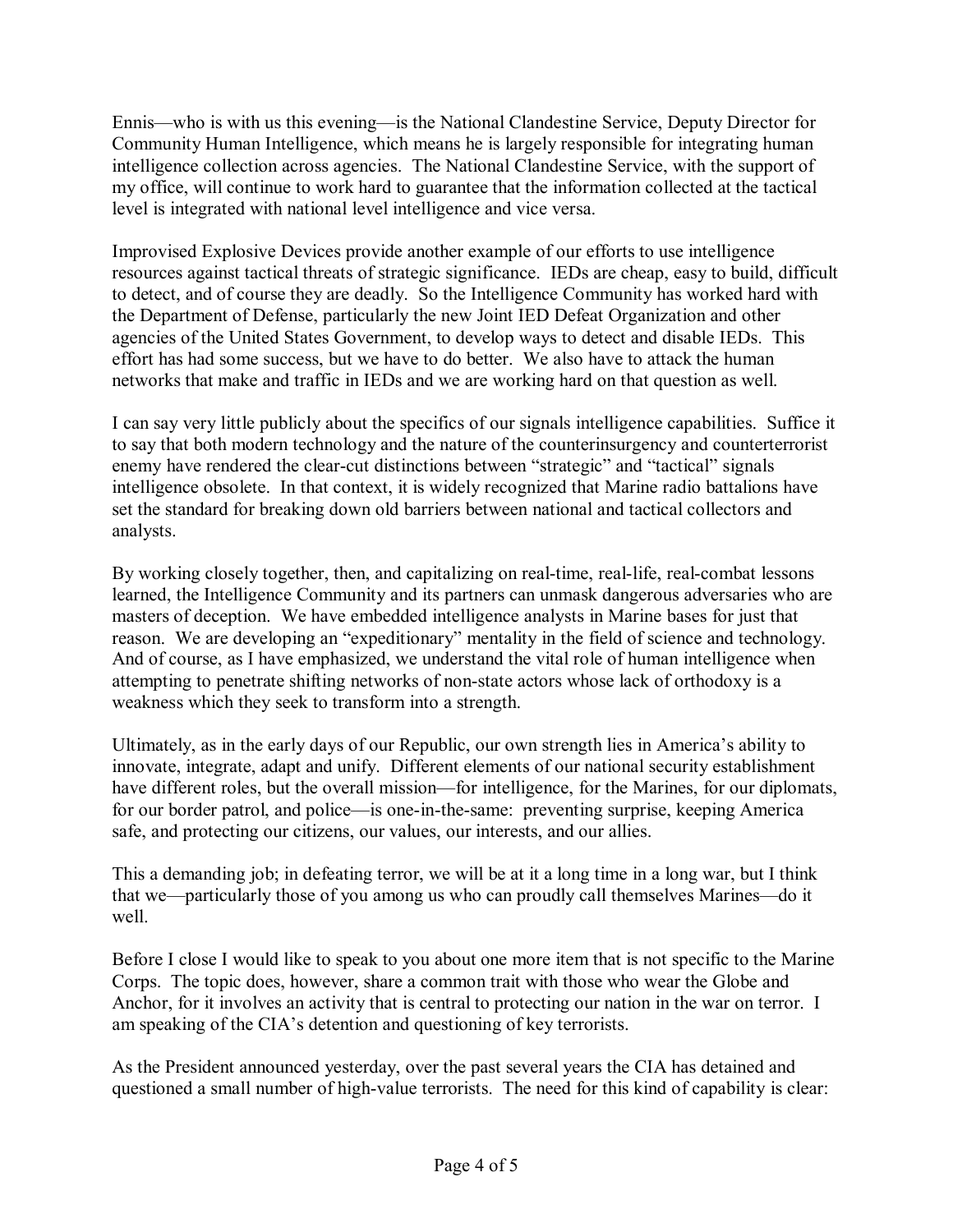Ennis—who is with us this evening—is the National Clandestine Service, Deputy Director for Community Human Intelligence, which means he is largely responsible for integrating human intelligence collection across agencies. The National Clandestine Service, with the support of my office, will continue to work hard to guarantee that the information collected at the tactical level is integrated with national level intelligence and vice versa.

Improvised Explosive Devices provide another example of our efforts to use intelligence resources against tactical threats of strategic significance. IEDs are cheap, easy to build, difficult to detect, and of course they are deadly. So the Intelligence Community has worked hard with the Department of Defense, particularly the new Joint IED Defeat Organization and other agencies of the United States Government, to develop ways to detect and disable IEDs. This effort has had some success, but we have to do better. We also have to attack the human networks that make and traffic in IEDs and we are working hard on that question as well.

I can say very little publicly about the specifics of our signals intelligence capabilities. Suffice it to say that both modern technology and the nature of the counterinsurgency and counterterrorist enemy have rendered the clear-cut distinctions between "strategic" and "tactical" signals intelligence obsolete. In that context, it is widely recognized that Marine radio battalions have set the standard for breaking down old barriers between national and tactical collectors and analysts.

By working closely together, then, and capitalizing on real-time, real-life, real-combat lessons learned, the Intelligence Community and its partners can unmask dangerous adversaries who are masters of deception. We have embedded intelligence analysts in Marine bases for just that reason. We are developing an "expeditionary" mentality in the field of science and technology. And of course, as I have emphasized, we understand the vital role of human intelligence when attempting to penetrate shifting networks of non-state actors whose lack of orthodoxy is a weakness which they seek to transform into a strength.

Ultimately, as in the early days of our Republic, our own strength lies in America's ability to innovate, integrate, adapt and unify. Different elements of our national security establishment have different roles, but the overall mission—for intelligence, for the Marines, for our diplomats, for our border patrol, and police—is one-in-the-same: preventing surprise, keeping America safe, and protecting our citizens, our values, our interests, and our allies.

This a demanding job; in defeating terror, we will be at it a long time in a long war, but I think that we—particularly those of you among us who can proudly call themselves Marines—do it well.

Before I close I would like to speak to you about one more item that is not specific to the Marine Corps. The topic does, however, share a common trait with those who wear the Globe and Anchor, for it involves an activity that is central to protecting our nation in the war on terror. I am speaking of the CIA's detention and questioning of key terrorists.

As the President announced yesterday, over the past several years the CIA has detained and questioned a small number of high-value terrorists. The need for this kind of capability is clear: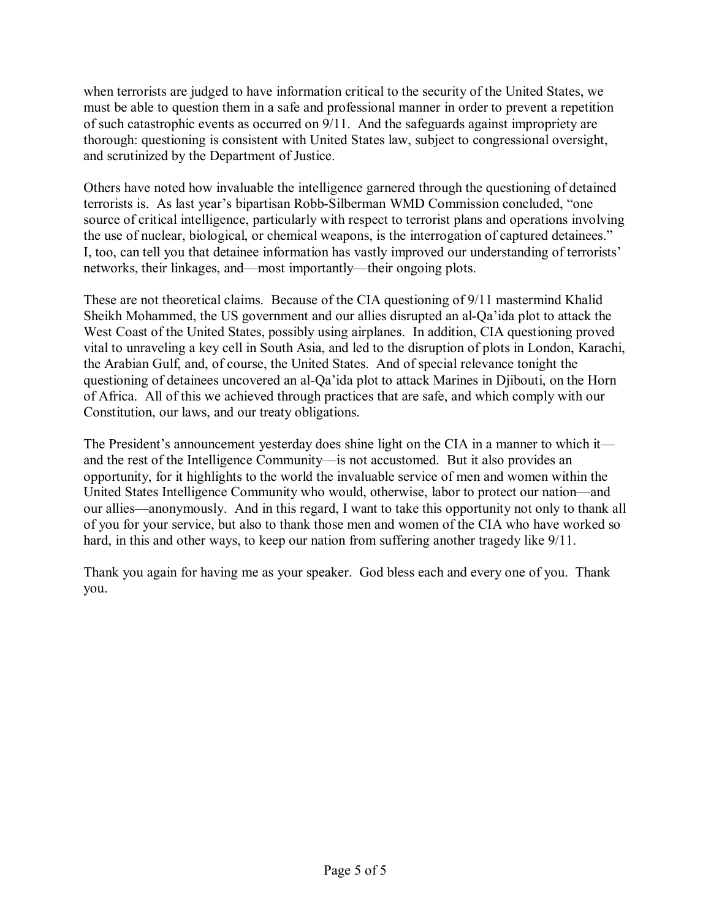when terrorists are judged to have information critical to the security of the United States, we must be able to question them in a safe and professional manner in order to prevent a repetition of such catastrophic events as occurred on 9/11. And the safeguards against impropriety are thorough: questioning is consistent with United States law, subject to congressional oversight, and scrutinized by the Department of Justice.

Others have noted how invaluable the intelligence garnered through the questioning of detained terrorists is. As last year's bipartisan Robb-Silberman WMD Commission concluded, "one source of critical intelligence, particularly with respect to terrorist plans and operations involving the use of nuclear, biological, or chemical weapons, is the interrogation of captured detainees." I, too, can tell you that detainee information has vastly improved our understanding of terrorists' networks, their linkages, and—most importantly—their ongoing plots.

These are not theoretical claims. Because of the CIA questioning of 9/11 mastermind Khalid Sheikh Mohammed, the US government and our allies disrupted an al-Qa'ida plot to attack the West Coast of the United States, possibly using airplanes. In addition, CIA questioning proved vital to unraveling a key cell in South Asia, and led to the disruption of plots in London, Karachi, the Arabian Gulf, and, of course, the United States. And of special relevance tonight the questioning of detainees uncovered an al-Qa'ida plot to attack Marines in Djibouti, on the Horn of Africa. All of this we achieved through practices that are safe, and which comply with our Constitution, our laws, and our treaty obligations.

The President's announcement yesterday does shine light on the CIA in a manner to which it—and the rest of the Intelligence Community—is not accustomed. But it also provides an opportunity, for it highlights to the world the invaluable service of men and women within the United States Intelligence Community who would, otherwise, labor to protect our nation—and our allies—anonymously. And in this regard, I want to take this opportunity not only to thank all of you for your service, but also to thank those men and women of the CIA who have worked so hard, in this and other ways, to keep our nation from suffering another tragedy like 9/11.

Thank you again for having me as your speaker. God bless each and every one of you. Thank you.